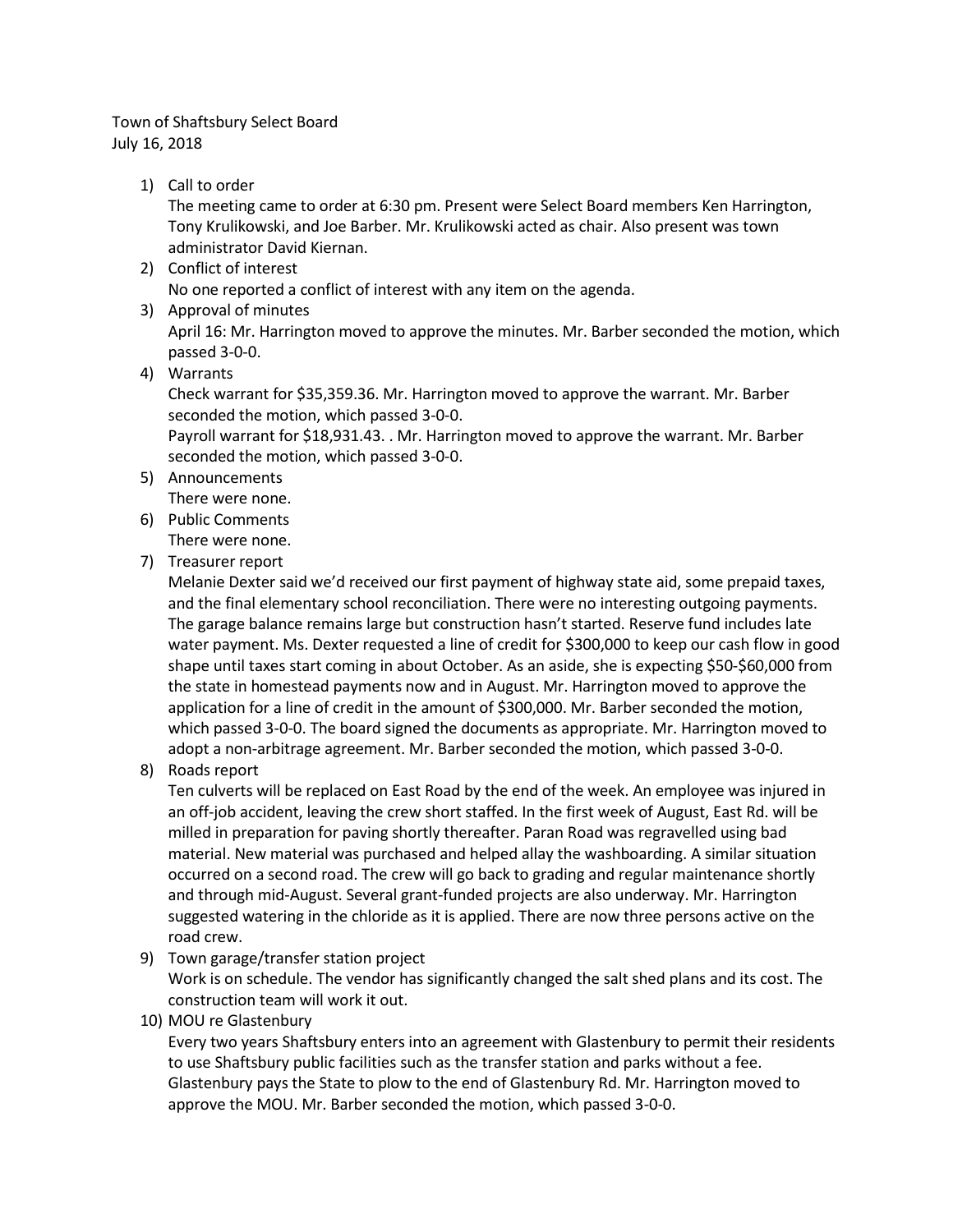Town of Shaftsbury Select Board
July 16, 2018

1) Call to order
   The meeting came to order at 6:30 pm. Present were Select Board members Ken Harrington, Tony Krulikowski, and Joe Barber. Mr. Krulikowski acted as chair. Also present was town administrator David Kiernan.
2) Conflict of interest
   No one reported a conflict of interest with any item on the agenda.
3) Approval of minutes
   April 16: Mr. Harrington moved to approve the minutes. Mr. Barber seconded the motion, which passed 3-0-0.
4) Warrants
   Check warrant for $35,359.36. Mr. Harrington moved to approve the warrant. Mr. Barber seconded the motion, which passed 3-0-0.
   Payroll warrant for $18,931.43. . Mr. Harrington moved to approve the warrant. Mr. Barber seconded the motion, which passed 3-0-0.
5) Announcements
   There were none.
6) Public Comments
   There were none.
7) Treasurer report
   Melanie Dexter said we'd received our first payment of highway state aid, some prepaid taxes, and the final elementary school reconciliation. There were no interesting outgoing payments. The garage balance remains large but construction hasn't started. Reserve fund includes late water payment. Ms. Dexter requested a line of credit for $300,000 to keep our cash flow in good shape until taxes start coming in about October. As an aside, she is expecting $50-$60,000 from the state in homestead payments now and in August. Mr. Harrington moved to approve the application for a line of credit in the amount of $300,000. Mr. Barber seconded the motion, which passed 3-0-0. The board signed the documents as appropriate. Mr. Harrington moved to adopt a non-arbitrage agreement. Mr. Barber seconded the motion, which passed 3-0-0.
8) Roads report
   Ten culverts will be replaced on East Road by the end of the week. An employee was injured in an off-job accident, leaving the crew short staffed. In the first week of August, East Rd. will be milled in preparation for paving shortly thereafter. Paran Road was regravelled using bad material. New material was purchased and helped allay the washboarding. A similar situation occurred on a second road. The crew will go back to grading and regular maintenance shortly and through mid-August. Several grant-funded projects are also underway. Mr. Harrington suggested watering in the chloride as it is applied. There are now three persons active on the road crew.
9) Town garage/transfer station project
   Work is on schedule. The vendor has significantly changed the salt shed plans and its cost. The construction team will work it out.
10) MOU re Glastenbury
    Every two years Shaftsbury enters into an agreement with Glastenbury to permit their residents to use Shaftsbury public facilities such as the transfer station and parks without a fee. Glastenbury pays the State to plow to the end of Glastenbury Rd. Mr. Harrington moved to approve the MOU. Mr. Barber seconded the motion, which passed 3-0-0.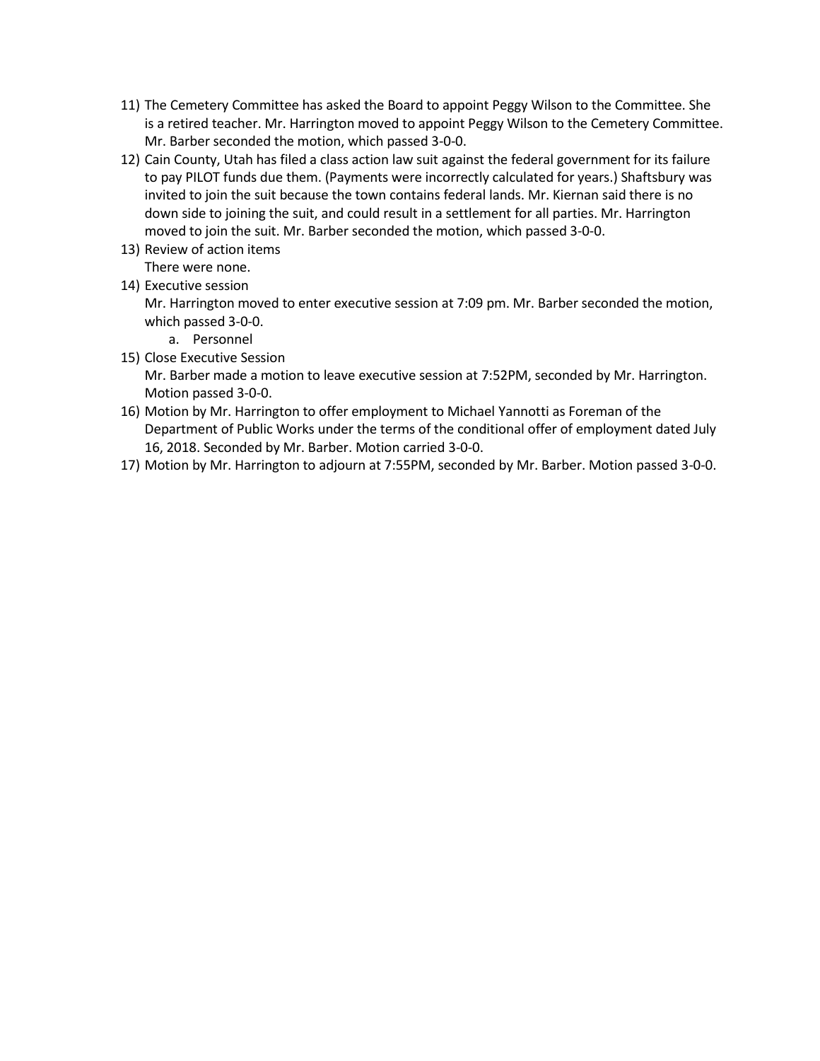11) The Cemetery Committee has asked the Board to appoint Peggy Wilson to the Committee. She is a retired teacher. Mr. Harrington moved to appoint Peggy Wilson to the Cemetery Committee. Mr. Barber seconded the motion, which passed 3-0-0.
12) Cain County, Utah has filed a class action law suit against the federal government for its failure to pay PILOT funds due them. (Payments were incorrectly calculated for years.) Shaftsbury was invited to join the suit because the town contains federal lands. Mr. Kiernan said there is no down side to joining the suit, and could result in a settlement for all parties. Mr. Harrington moved to join the suit. Mr. Barber seconded the motion, which passed 3-0-0.
13) Review of action items
    There were none.
14) Executive session
    Mr. Harrington moved to enter executive session at 7:09 pm. Mr. Barber seconded the motion, which passed 3-0-0.
    a. Personnel
15) Close Executive Session
    Mr. Barber made a motion to leave executive session at 7:52PM, seconded by Mr. Harrington. Motion passed 3-0-0.
16) Motion by Mr. Harrington to offer employment to Michael Yannotti as Foreman of the Department of Public Works under the terms of the conditional offer of employment dated July 16, 2018. Seconded by Mr. Barber. Motion carried 3-0-0.
17) Motion by Mr. Harrington to adjourn at 7:55PM, seconded by Mr. Barber. Motion passed 3-0-0.